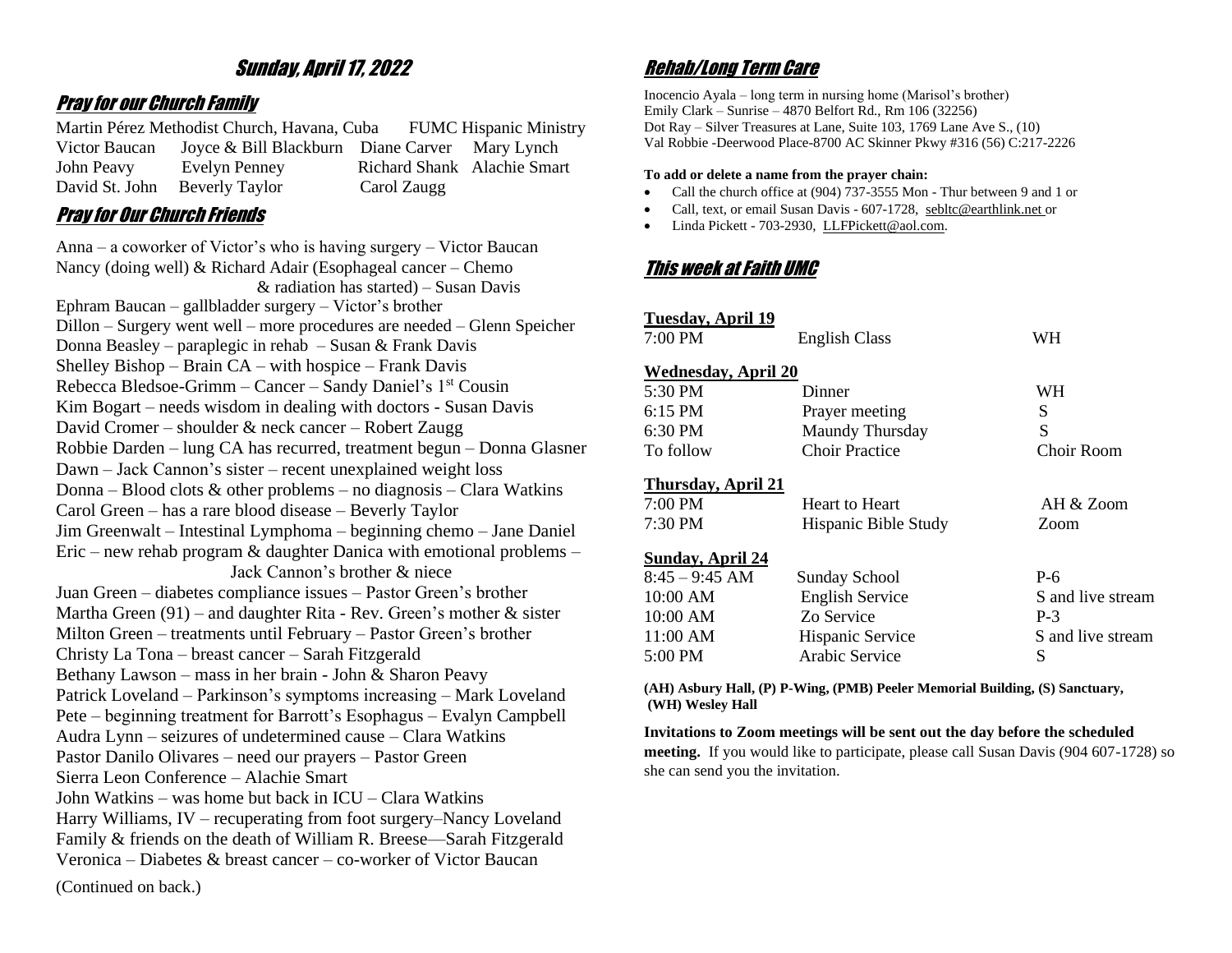# Sunday, April 17, 2022

## Pray for our Church Family

Martin Pérez Methodist Church, Havana, Cuba    FUMC Hispanic Ministry
Victor Baucan    Joyce & Bill Blackburn    Diane Carver    Mary Lynch
John Peavy    Evelyn Penney    Richard Shank    Alachie Smart
David St. John    Beverly Taylor    Carol Zaugg

## Pray for Our Church Friends

Anna – a coworker of Victor's who is having surgery – Victor Baucan
Nancy (doing well) & Richard Adair (Esophageal cancer – Chemo & radiation has started) – Susan Davis
Ephram Baucan – gallbladder surgery – Victor's brother
Dillon – Surgery went well – more procedures are needed – Glenn Speicher
Donna Beasley – paraplegic in rehab – Susan & Frank Davis
Shelley Bishop – Brain CA – with hospice – Frank Davis
Rebecca Bledsoe-Grimm – Cancer – Sandy Daniel's 1st Cousin
Kim Bogart – needs wisdom in dealing with doctors - Susan Davis
David Cromer – shoulder & neck cancer – Robert Zaugg
Robbie Darden – lung CA has recurred, treatment begun – Donna Glasner
Dawn – Jack Cannon's sister – recent unexplained weight loss
Donna – Blood clots & other problems – no diagnosis – Clara Watkins
Carol Green – has a rare blood disease – Beverly Taylor
Jim Greenwalt – Intestinal Lymphoma – beginning chemo – Jane Daniel
Eric – new rehab program & daughter Danica with emotional problems – Jack Cannon's brother & niece
Juan Green – diabetes compliance issues – Pastor Green's brother
Martha Green (91) – and daughter Rita - Rev. Green's mother & sister
Milton Green – treatments until February – Pastor Green's brother
Christy La Tona – breast cancer – Sarah Fitzgerald
Bethany Lawson – mass in her brain - John & Sharon Peavy
Patrick Loveland – Parkinson's symptoms increasing – Mark Loveland
Pete – beginning treatment for Barrott's Esophagus – Evalyn Campbell
Audra Lynn – seizures of undetermined cause – Clara Watkins
Pastor Danilo Olivares – need our prayers – Pastor Green
Sierra Leon Conference – Alachie Smart
John Watkins – was home but back in ICU – Clara Watkins
Harry Williams, IV – recuperating from foot surgery–Nancy Loveland
Family & friends on the death of William R. Breese—Sarah Fitzgerald
Veronica – Diabetes & breast cancer – co-worker of Victor Baucan

(Continued on back.)

## Rehab/Long Term Care

Inocencio Ayala – long term in nursing home (Marisol's brother)
Emily Clark – Sunrise – 4870 Belfort Rd., Rm 106 (32256)
Dot Ray – Silver Treasures at Lane, Suite 103, 1769 Lane Ave S., (10)
Val Robbie -Deerwood Place-8700 AC Skinner Pkwy #316 (56) C:217-2226

**To add or delete a name from the prayer chain:**

- Call the church office at (904) 737-3555 Mon - Thur between 9 and 1 or
- Call, text, or email Susan Davis - 607-1728, sebltc@earthlink.net or
- Linda Pickett - 703-2930, LLFPickett@aol.com.

## This week at Faith UMC

**Tuesday, April 19**

| | | |
|---|---|---|
| 7:00 PM | English Class | WH |

**Wednesday, April 20**

| | | |
|---|---|---|
| 5:30 PM | Dinner | WH |
| 6:15 PM | Prayer meeting | S |
| 6:30 PM | Maundy Thursday | S |
| To follow | Choir Practice | Choir Room |

**Thursday, April 21**

| | | |
|---|---|---|
| 7:00 PM | Heart to Heart | AH & Zoom |
| 7:30 PM | Hispanic Bible Study | Zoom |

**Sunday, April 24**

| | | |
|---|---|---|
| 8:45 – 9:45 AM | Sunday School | P-6 |
| 10:00 AM | English Service | S and live stream |
| 10:00 AM | Zo Service | P-3 |
| 11:00 AM | Hispanic Service | S and live stream |
| 5:00 PM | Arabic Service | S |

**(AH) Asbury Hall, (P) P-Wing, (PMB) Peeler Memorial Building, (S) Sanctuary, (WH) Wesley Hall**

**Invitations to Zoom meetings will be sent out the day before the scheduled meeting.** If you would like to participate, please call Susan Davis (904 607-1728) so she can send you the invitation.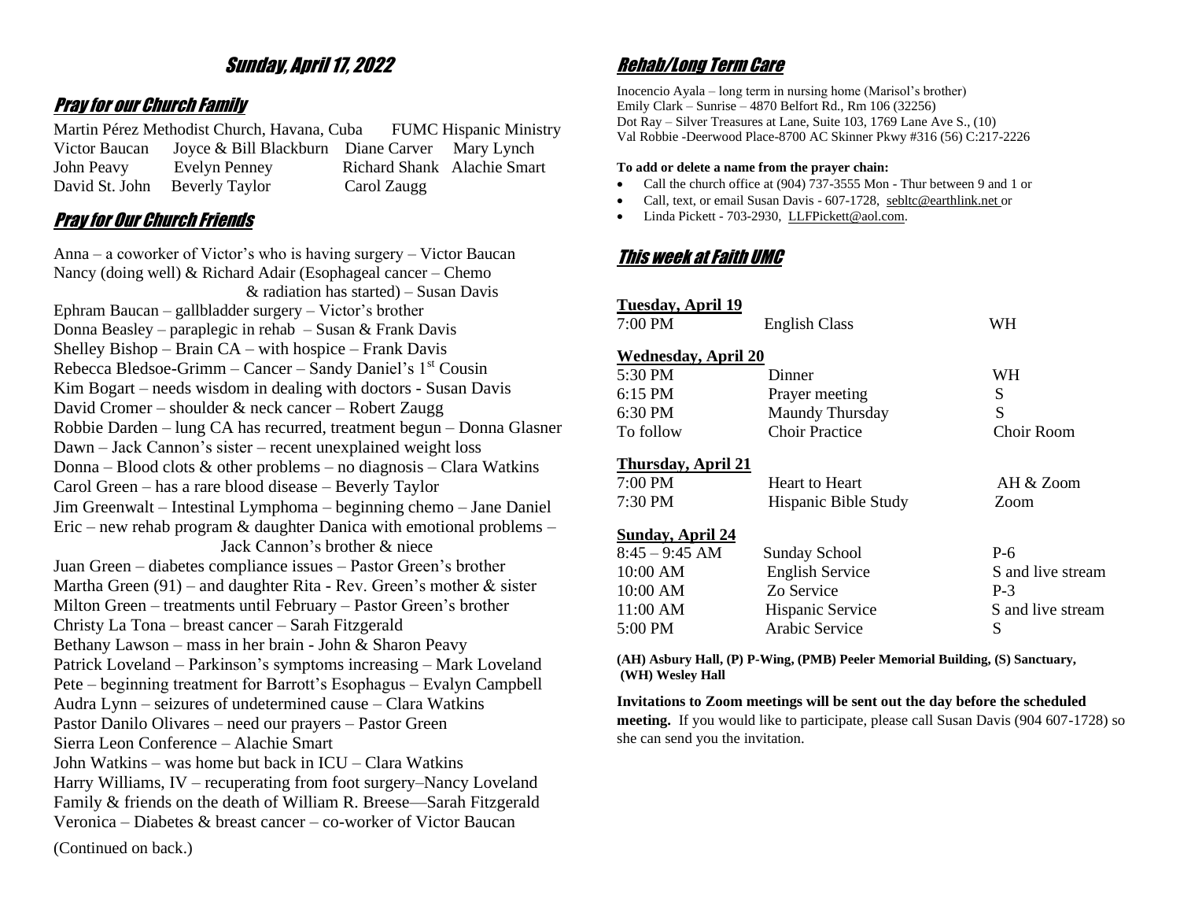# Sunday, April 17, 2022

## Pray for our Church Family

Martin Pérez Methodist Church, Havana, Cuba  FUMC Hispanic Ministry
Victor Baucan  Joyce & Bill Blackburn  Diane Carver  Mary Lynch
John Peavy  Evelyn Penney  Richard Shank  Alachie Smart
David St. John  Beverly Taylor  Carol Zaugg

## Pray for Our Church Friends

Anna – a coworker of Victor's who is having surgery – Victor Baucan
Nancy (doing well) & Richard Adair (Esophageal cancer – Chemo & radiation has started) – Susan Davis
Ephram Baucan – gallbladder surgery – Victor's brother
Donna Beasley – paraplegic in rehab – Susan & Frank Davis
Shelley Bishop – Brain CA – with hospice – Frank Davis
Rebecca Bledsoe-Grimm – Cancer – Sandy Daniel's 1st Cousin
Kim Bogart – needs wisdom in dealing with doctors - Susan Davis
David Cromer – shoulder & neck cancer – Robert Zaugg
Robbie Darden – lung CA has recurred, treatment begun – Donna Glasner
Dawn – Jack Cannon's sister – recent unexplained weight loss
Donna – Blood clots & other problems – no diagnosis – Clara Watkins
Carol Green – has a rare blood disease – Beverly Taylor
Jim Greenwalt – Intestinal Lymphoma – beginning chemo – Jane Daniel
Eric – new rehab program & daughter Danica with emotional problems – Jack Cannon's brother & niece
Juan Green – diabetes compliance issues – Pastor Green's brother
Martha Green (91) – and daughter Rita - Rev. Green's mother & sister
Milton Green – treatments until February – Pastor Green's brother
Christy La Tona – breast cancer – Sarah Fitzgerald
Bethany Lawson – mass in her brain - John & Sharon Peavy
Patrick Loveland – Parkinson's symptoms increasing – Mark Loveland
Pete – beginning treatment for Barrott's Esophagus – Evalyn Campbell
Audra Lynn – seizures of undetermined cause – Clara Watkins
Pastor Danilo Olivares – need our prayers – Pastor Green
Sierra Leon Conference – Alachie Smart
John Watkins – was home but back in ICU – Clara Watkins
Harry Williams, IV – recuperating from foot surgery–Nancy Loveland
Family & friends on the death of William R. Breese—Sarah Fitzgerald
Veronica – Diabetes & breast cancer – co-worker of Victor Baucan

(Continued on back.)

## Rehab/Long Term Care

Inocencio Ayala – long term in nursing home (Marisol's brother)
Emily Clark – Sunrise – 4870 Belfort Rd., Rm 106 (32256)
Dot Ray – Silver Treasures at Lane, Suite 103, 1769 Lane Ave S., (10)
Val Robbie -Deerwood Place-8700 AC Skinner Pkwy #316 (56) C:217-2226

**To add or delete a name from the prayer chain:**

- Call the church office at (904) 737-3555 Mon - Thur between 9 and 1 or
- Call, text, or email Susan Davis - 607-1728, sebltc@earthlink.net or
- Linda Pickett - 703-2930, LLFPickett@aol.com.

## This week at Faith UMC

**Tuesday, April 19**

| | | |
|---|---|---|
| 7:00 PM | English Class | WH |

**Wednesday, April 20**

| | | |
|---|---|---|
| 5:30 PM | Dinner | WH |
| 6:15 PM | Prayer meeting | S |
| 6:30 PM | Maundy Thursday | S |
| To follow | Choir Practice | Choir Room |

**Thursday, April 21**

| | | |
|---|---|---|
| 7:00 PM | Heart to Heart | AH & Zoom |
| 7:30 PM | Hispanic Bible Study | Zoom |

**Sunday, April 24**

| | | |
|---|---|---|
| 8:45 – 9:45 AM | Sunday School | P-6 |
| 10:00 AM | English Service | S and live stream |
| 10:00 AM | Zo Service | P-3 |
| 11:00 AM | Hispanic Service | S and live stream |
| 5:00 PM | Arabic Service | S |

**(AH) Asbury Hall, (P) P-Wing, (PMB) Peeler Memorial Building, (S) Sanctuary, (WH) Wesley Hall**

**Invitations to Zoom meetings will be sent out the day before the scheduled meeting.** If you would like to participate, please call Susan Davis (904 607-1728) so she can send you the invitation.